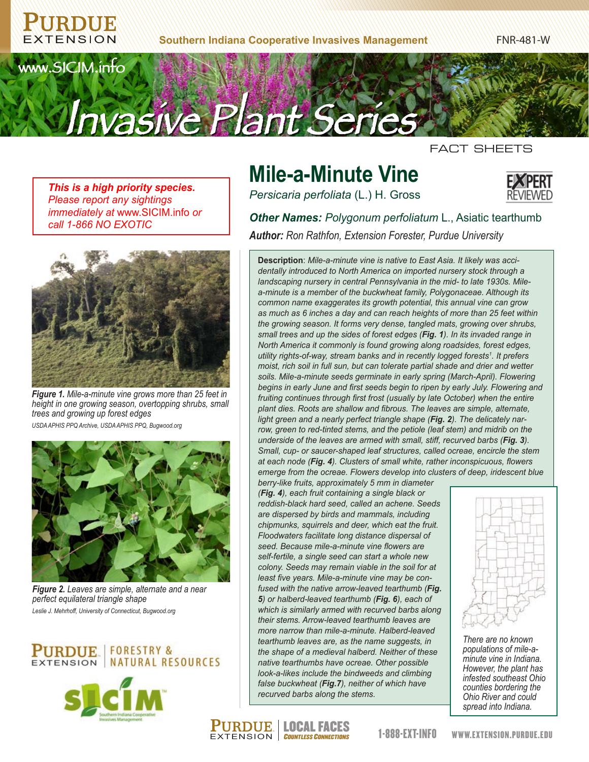Southern Indiana Cooperative Invasives Management

FNR-481-W

www.SICIM.info

# Invasive Plant Series

FACT SHEETS

***This is a high priority species.*** *Please report any sightings immediately at* www.SICIM.info *or call 1-866 NO EXOTIC*

# Mile-a-Minute Vine

*Persicaria perfoliata* (L.) H. Gross

***Other Names:*** *Polygonum perfoliatum* L., Asiatic tearthumb

***Author:*** *Ron Rathfon, Extension Forester, Purdue University*

**Description**: *Mile-a-minute vine is native to East Asia. It likely was accidentally introduced to North America on imported nursery stock through a landscaping nursery in central Pennsylvania in the mid- to late 1930s. Mile-a-minute is a member of the buckwheat family, Polygonaceae. Although its common name exaggerates its growth potential, this annual vine can grow as much as 6 inches a day and can reach heights of more than 25 feet within the growing season. It forms very dense, tangled mats, growing over shrubs, small trees and up the sides of forest edges (**Fig. 1**). In its invaded range in North America it commonly is found growing along roadsides, forest edges, utility rights-of-way, stream banks and in recently logged forests[1]. It prefers moist, rich soil in full sun, but can tolerate partial shade and drier and wetter soils. Mile-a-minute seeds germinate in early spring (March-April). Flowering begins in early June and first seeds begin to ripen by early July. Flowering and fruiting continues through first frost (usually by late October) when the entire plant dies. Roots are shallow and fibrous. The leaves are simple, alternate, light green and a nearly perfect triangle shape (**Fig. 2**). The delicately narrow, green to red-tinted stems, and the petiole (leaf stem) and midrib on the underside of the leaves are armed with small, stiff, recurved barbs (**Fig. 3**). Small, cup- or saucer-shaped leaf structures, called ocreae, encircle the stem at each node (**Fig. 4**). Clusters of small white, rather inconspicuous, flowers emerge from the ocreae. Flowers develop into clusters of deep, iridescent blue berry-like fruits, approximately 5 mm in diameter (**Fig. 4**), each fruit containing a single black or reddish-black hard seed, called an achene. Seeds are dispersed by birds and mammals, including chipmunks, squirrels and deer, which eat the fruit. Floodwaters facilitate long distance dispersal of seed. Because mile-a-minute vine flowers are self-fertile, a single seed can start a whole new colony. Seeds may remain viable in the soil for at least five years. Mile-a-minute vine may be confused with the native arrow-leaved tearthumb (**Fig. 5**) or halberd-leaved tearthumb (**Fig. 6**), each of which is similarly armed with recurved barbs along their stems. Arrow-leaved tearthumb leaves are more narrow than mile-a-minute. Halberd-leaved tearthumb leaves are, as the name suggests, in the shape of a medieval halberd. Neither of these native tearthumbs have ocreae. Other possible look-a-likes include the bindweeds and climbing false buckwheat (**Fig.7**), neither of which have recurved barbs along the stems.*

***Figure 1.*** *Mile-a-minute vine grows more than 25 feet in height in one growing season, overtopping shrubs, small trees and growing up forest edges*

*USDA APHIS PPQ Archive, USDA APHIS PPQ, Bugwood.org*

***Figure 2.*** *Leaves are simple, alternate and a near perfect equilateral triangle shape*

*Leslie J. Mehrhoff, University of Connecticut, Bugwood.org*

*There are no known populations of mile-a-minute vine in Indiana. However, the plant has infested southeast Ohio counties bordering the Ohio River and could spread into Indiana.*

PURDUE EXTENSION | FORESTRY & NATURAL RESOURCES

SICIM Southern Indiana Cooperative Invasives Management

PURDUE EXTENSION | LOCAL FACES COUNTLESS CONNECTIONS   1-888-EXT-INFO   WWW.EXTENSION.PURDUE.EDU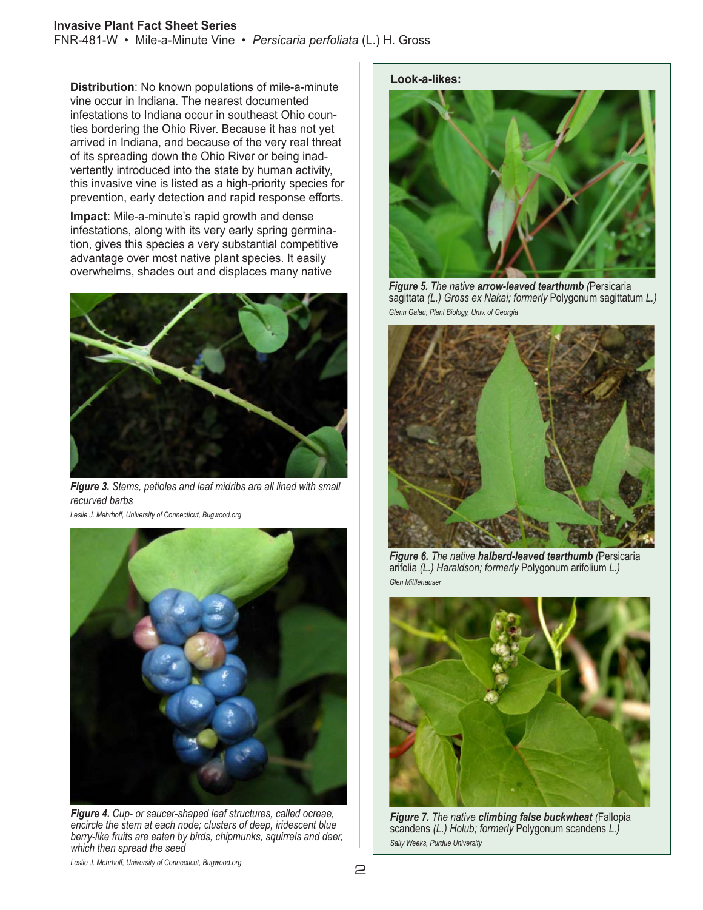**Distribution**: No known populations of mile-a-minute vine occur in Indiana. The nearest documented infestations to Indiana occur in southeast Ohio counties bordering the Ohio River. Because it has not yet arrived in Indiana, and because of the very real threat of its spreading down the Ohio River or being inadvertently introduced into the state by human activity, this invasive vine is listed as a high-priority species for prevention, early detection and rapid response efforts.

**Impact**: Mile-a-minute's rapid growth and dense infestations, along with its very early spring germination, gives this species a very substantial competitive advantage over most native plant species. It easily overwhelms, shades out and displaces many native

***Figure 3.*** *Stems, petioles and leaf midribs are all lined with small recurved barbs*

*Leslie J. Mehrhoff, University of Connecticut, Bugwood.org*

***Figure 4.*** *Cup- or saucer-shaped leaf structures, called ocreae, encircle the stem at each node; clusters of deep, iridescent blue berry-like fruits are eaten by birds, chipmunks, squirrels and deer, which then spread the seed*

*Leslie J. Mehrhoff, University of Connecticut, Bugwood.org*

**Look-a-likes:**

***Figure 5.*** *The native* ***arrow-leaved tearthumb*** *(*Persicaria sagittata *(L.) Gross ex Nakai; formerly* Polygonum sagittatum *L.)*

*Glenn Galau, Plant Biology, Univ. of Georgia*

***Figure 6.*** *The native* ***halberd-leaved tearthumb*** *(*Persicaria arifolia *(L.) Haraldson; formerly* Polygonum arifolium *L.)*

*Glen Mittlehauser*

***Figure 7.*** *The native* ***climbing false buckwheat*** *(*Fallopia scandens *(L.) Holub; formerly* Polygonum scandens *L.)*

*Sally Weeks, Purdue University*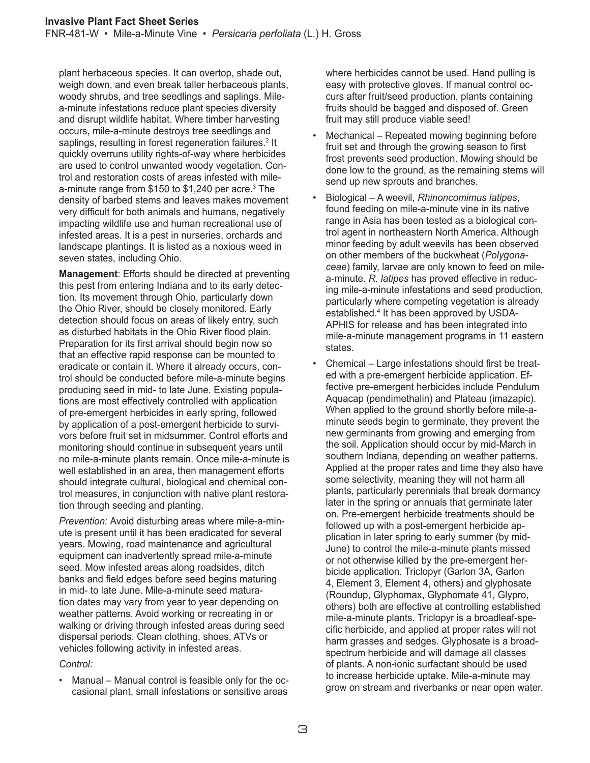plant herbaceous species. It can overtop, shade out, weigh down, and even break taller herbaceous plants, woody shrubs, and tree seedlings and saplings. Mile-a-minute infestations reduce plant species diversity and disrupt wildlife habitat. Where timber harvesting occurs, mile-a-minute destroys tree seedlings and saplings, resulting in forest regeneration failures.[2] It quickly overruns utility rights-of-way where herbicides are used to control unwanted woody vegetation. Control and restoration costs of areas infested with mile-a-minute range from $150 to $1,240 per acre.[3] The density of barbed stems and leaves makes movement very difficult for both animals and humans, negatively impacting wildlife use and human recreational use of infested areas. It is a pest in nurseries, orchards and landscape plantings. It is listed as a noxious weed in seven states, including Ohio.

**Management**: Efforts should be directed at preventing this pest from entering Indiana and to its early detection. Its movement through Ohio, particularly down the Ohio River, should be closely monitored. Early detection should focus on areas of likely entry, such as disturbed habitats in the Ohio River flood plain. Preparation for its first arrival should begin now so that an effective rapid response can be mounted to eradicate or contain it. Where it already occurs, control should be conducted before mile-a-minute begins producing seed in mid- to late June. Existing populations are most effectively controlled with application of pre-emergent herbicides in early spring, followed by application of a post-emergent herbicide to survivors before fruit set in midsummer. Control efforts and monitoring should continue in subsequent years until no mile-a-minute plants remain. Once mile-a-minute is well established in an area, then management efforts should integrate cultural, biological and chemical control measures, in conjunction with native plant restoration through seeding and planting.

*Prevention:* Avoid disturbing areas where mile-a-minute is present until it has been eradicated for several years. Mowing, road maintenance and agricultural equipment can inadvertently spread mile-a-minute seed. Mow infested areas along roadsides, ditch banks and field edges before seed begins maturing in mid- to late June. Mile-a-minute seed maturation dates may vary from year to year depending on weather patterns. Avoid working or recreating in or walking or driving through infested areas during seed dispersal periods. Clean clothing, shoes, ATVs or vehicles following activity in infested areas.

*Control:*

- Manual – Manual control is feasible only for the occasional plant, small infestations or sensitive areas where herbicides cannot be used. Hand pulling is easy with protective gloves. If manual control occurs after fruit/seed production, plants containing fruits should be bagged and disposed of. Green fruit may still produce viable seed!
- Mechanical – Repeated mowing beginning before fruit set and through the growing season to first frost prevents seed production. Mowing should be done low to the ground, as the remaining stems will send up new sprouts and branches.
- Biological – A weevil, *Rhinoncomimus latipes*, found feeding on mile-a-minute vine in its native range in Asia has been tested as a biological control agent in northeastern North America. Although minor feeding by adult weevils has been observed on other members of the buckwheat (*Polygonaceae*) family, larvae are only known to feed on mile-a-minute. *R. latipes* has proved effective in reducing mile-a-minute infestations and seed production, particularly where competing vegetation is already established.[4] It has been approved by USDA-APHIS for release and has been integrated into mile-a-minute management programs in 11 eastern states.
- Chemical – Large infestations should first be treated with a pre-emergent herbicide application. Effective pre-emergent herbicides include Pendulum Aquacap (pendimethalin) and Plateau (imazapic). When applied to the ground shortly before mile-a-minute seeds begin to germinate, they prevent the new germinants from growing and emerging from the soil. Application should occur by mid-March in southern Indiana, depending on weather patterns. Applied at the proper rates and time they also have some selectivity, meaning they will not harm all plants, particularly perennials that break dormancy later in the spring or annuals that germinate later on. Pre-emergent herbicide treatments should be followed up with a post-emergent herbicide application in later spring to early summer (by mid-June) to control the mile-a-minute plants missed or not otherwise killed by the pre-emergent herbicide application. Triclopyr (Garlon 3A, Garlon 4, Element 3, Element 4, others) and glyphosate (Roundup, Glyphomax, Glyphomate 41, Glypro, others) both are effective at controlling established mile-a-minute plants. Triclopyr is a broadleaf-specific herbicide, and applied at proper rates will not harm grasses and sedges. Glyphosate is a broad-spectrum herbicide and will damage all classes of plants. A non-ionic surfactant should be used to increase herbicide uptake. Mile-a-minute may grow on stream and riverbanks or near open water.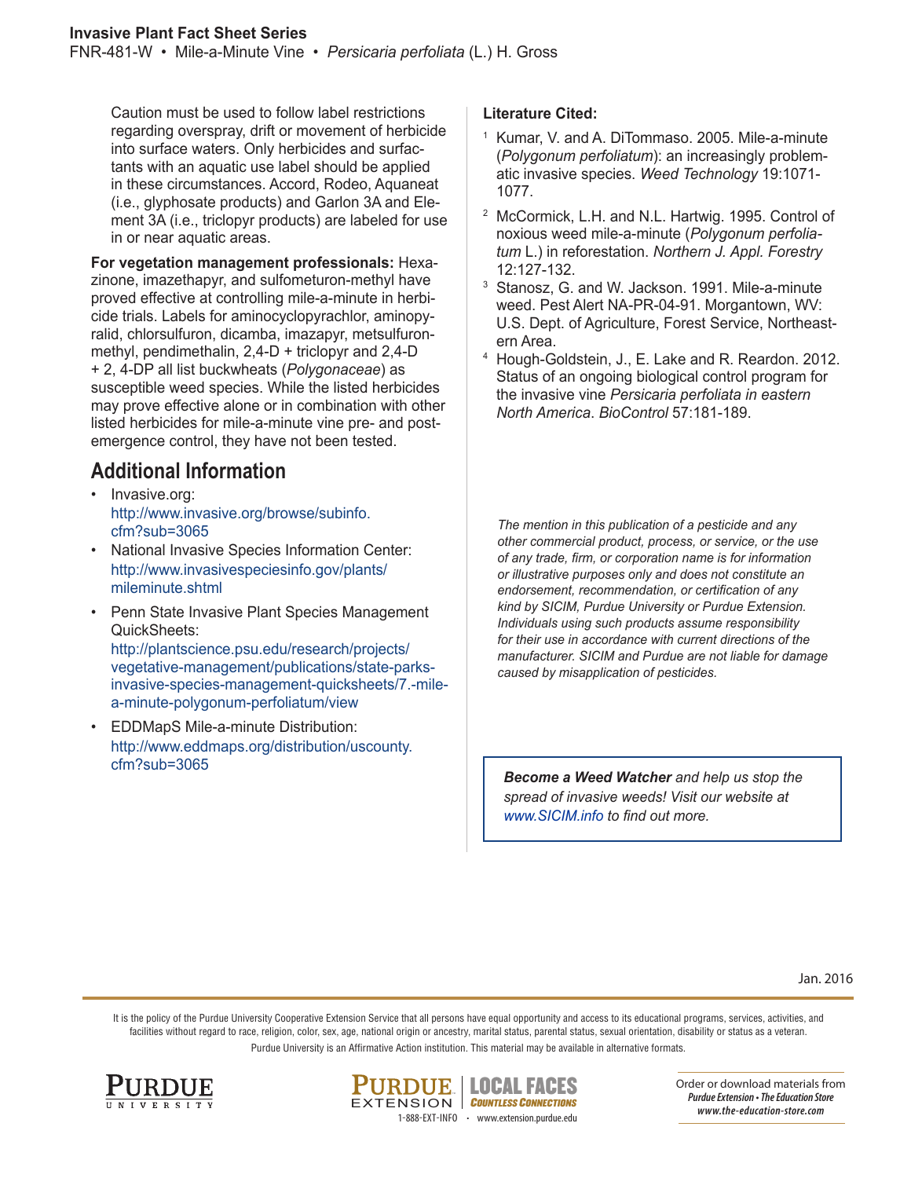Caution must be used to follow label restrictions regarding overspray, drift or movement of herbicide into surface waters. Only herbicides and surfactants with an aquatic use label should be applied in these circumstances. Accord, Rodeo, Aquaneat (i.e., glyphosate products) and Garlon 3A and Element 3A (i.e., triclopyr products) are labeled for use in or near aquatic areas.

**For vegetation management professionals:** Hexazinone, imazethapyr, and sulfometuron-methyl have proved effective at controlling mile-a-minute in herbicide trials. Labels for aminocyclopyrachlor, aminopyralid, chlorsulfuron, dicamba, imazapyr, metsulfuron-methyl, pendimethalin, 2,4-D + triclopyr and 2,4-D + 2, 4-DP all list buckwheats (*Polygonaceae*) as susceptible weed species. While the listed herbicides may prove effective alone or in combination with other listed herbicides for mile-a-minute vine pre- and post-emergence control, they have not been tested.

## Additional Information

- Invasive.org: http://www.invasive.org/browse/subinfo.cfm?sub=3065
- National Invasive Species Information Center: http://www.invasivespeciesinfo.gov/plants/mileminute.shtml
- Penn State Invasive Plant Species Management QuickSheets: http://plantscience.psu.edu/research/projects/vegetative-management/publications/state-parks-invasive-species-management-quicksheets/7.-mile-a-minute-polygonum-perfoliatum/view
- EDDMapS Mile-a-minute Distribution: http://www.eddmaps.org/distribution/uscounty.cfm?sub=3065

**Literature Cited:**

[1] Kumar, V. and A. DiTommaso. 2005. Mile-a-minute (*Polygonum perfoliatum*): an increasingly problematic invasive species. *Weed Technology* 19:1071-1077.

[2] McCormick, L.H. and N.L. Hartwig. 1995. Control of noxious weed mile-a-minute (*Polygonum perfoliatum* L.) in reforestation. *Northern J. Appl. Forestry* 12:127-132.

[3] Stanosz, G. and W. Jackson. 1991. Mile-a-minute weed. Pest Alert NA-PR-04-91. Morgantown, WV: U.S. Dept. of Agriculture, Forest Service, Northeastern Area.

[4] Hough-Goldstein, J., E. Lake and R. Reardon. 2012. Status of an ongoing biological control program for the invasive vine *Persicaria perfoliata in eastern North America*. *BioControl* 57:181-189.

*The mention in this publication of a pesticide and any other commercial product, process, or service, or the use of any trade, firm, or corporation name is for information or illustrative purposes only and does not constitute an endorsement, recommendation, or certification of any kind by SICIM, Purdue University or Purdue Extension. Individuals using such products assume responsibility for their use in accordance with current directions of the manufacturer. SICIM and Purdue are not liable for damage caused by misapplication of pesticides.*

***Become a Weed Watcher** and help us stop the spread of invasive weeds! Visit our website at www.SICIM.info to find out more.*

Jan. 2016

It is the policy of the Purdue University Cooperative Extension Service that all persons have equal opportunity and access to its educational programs, services, activities, and facilities without regard to race, religion, color, sex, age, national origin or ancestry, marital status, parental status, sexual orientation, disability or status as a veteran. Purdue University is an Affirmative Action institution. This material may be available in alternative formats.

PURDUE UNIVERSITY

PURDUE EXTENSION | LOCAL FACES COUNTLESS CONNECTIONS

1-888-EXT-INFO • www.extension.purdue.edu

Order or download materials from *Purdue Extension • The Education Store* *www.the-education-store.com*